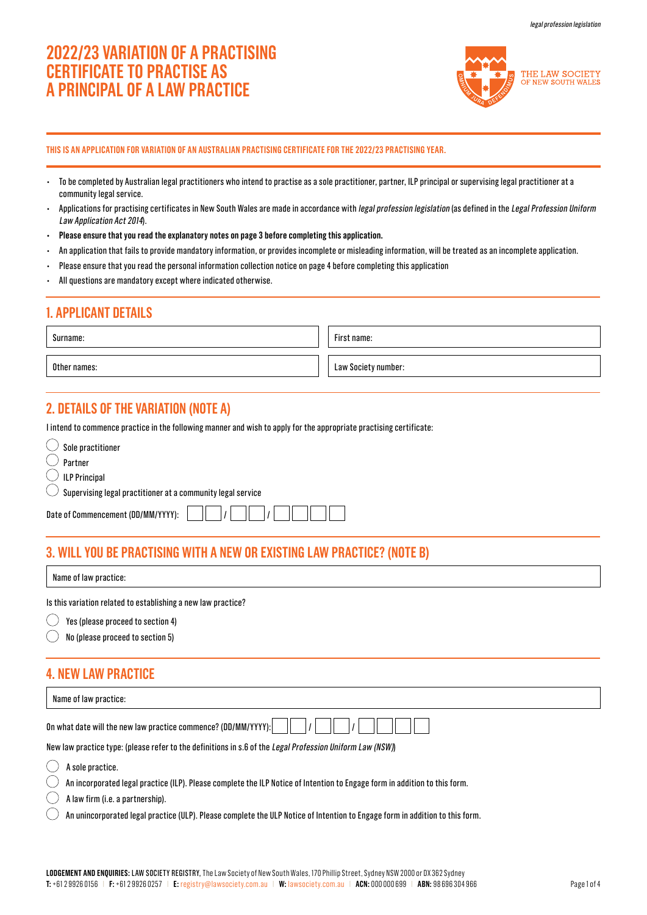# 2022/23 VARIATION OF A PRACTISING CERTIFICATE TO PRACTISE AS A PRINCIPAL OF A LAW PRACTICE

THE LAW SOCIETY OF NEW SOUTH WALES

**THIS IS AN APPLICATION FOR VARIATION OF AN AUSTRALIAN PRACTISING CERTIFICATE FOR THE 2022/23 PRACTISING YEAR.**

- To be completed by Australian legal practitioners who intend to practise as a sole practitioner, partner, ILP principal or supervising legal practitioner at a community legal service.
- Applications for practising certificates in New South Wales are made in accordance with *legal profession legislation* (as defined in the *Legal Profession Uniform Law Application Act 2014*).
- **Please ensure that you read the explanatory notes on page 3 before completing this application.**
- An application that fails to provide mandatory information, or provides incomplete or misleading information, will be treated as an incomplete application.
- Please ensure that you read the personal information collection notice on page 4 before completing this application
- All questions are mandatory except where indicated otherwise.

## 1. APPLICANT DETAILS

| Surname: | First name: |
|---|---|
| Other names: | Law Society number: |

## 2. DETAILS OF THE VARIATION (NOTE A)

I intend to commence practice in the following manner and wish to apply for the appropriate practising certificate:

- ◯ Sole practitioner
- ◯ Partner
- ◯ ILP Principal
- ◯ Supervising legal practitioner at a community legal service

Date of Commencement (DD/MM/YYYY): ☐☐ / ☐☐ / ☐☐☐☐

## 3. WILL YOU BE PRACTISING WITH A NEW OR EXISTING LAW PRACTICE? (NOTE B)

Name of law practice:

Is this variation related to establishing a new law practice?

- ◯ Yes (please proceed to section 4)
- ◯ No (please proceed to section 5)

## 4. NEW LAW PRACTICE

Name of law practice:

On what date will the new law practice commence? (DD/MM/YYYY): ☐☐ / ☐☐ / ☐☐☐☐

New law practice type: (please refer to the definitions in s.6 of the *Legal Profession Uniform Law (NSW)*)

- ◯ A sole practice.
- ◯ An incorporated legal practice (ILP). Please complete the ILP Notice of Intention to Engage form in addition to this form.
- ◯ A law firm (i.e. a partnership).
- ◯ An unincorporated legal practice (ULP). Please complete the ULP Notice of Intention to Engage form in addition to this form.

**LODGEMENT AND ENQUIRIES:** LAW SOCIETY REGISTRY, The Law Society of New South Wales, 170 Phillip Street, Sydney NSW 2000 or DX 362 Sydney
**T:** +61 2 9926 0156 | **F:** +61 2 9926 0257 | **E:** registry@lawsociety.com.au | **W:** lawsociety.com.au | **ACN:** 000 000 699 | **ABN:** 98 696 304 966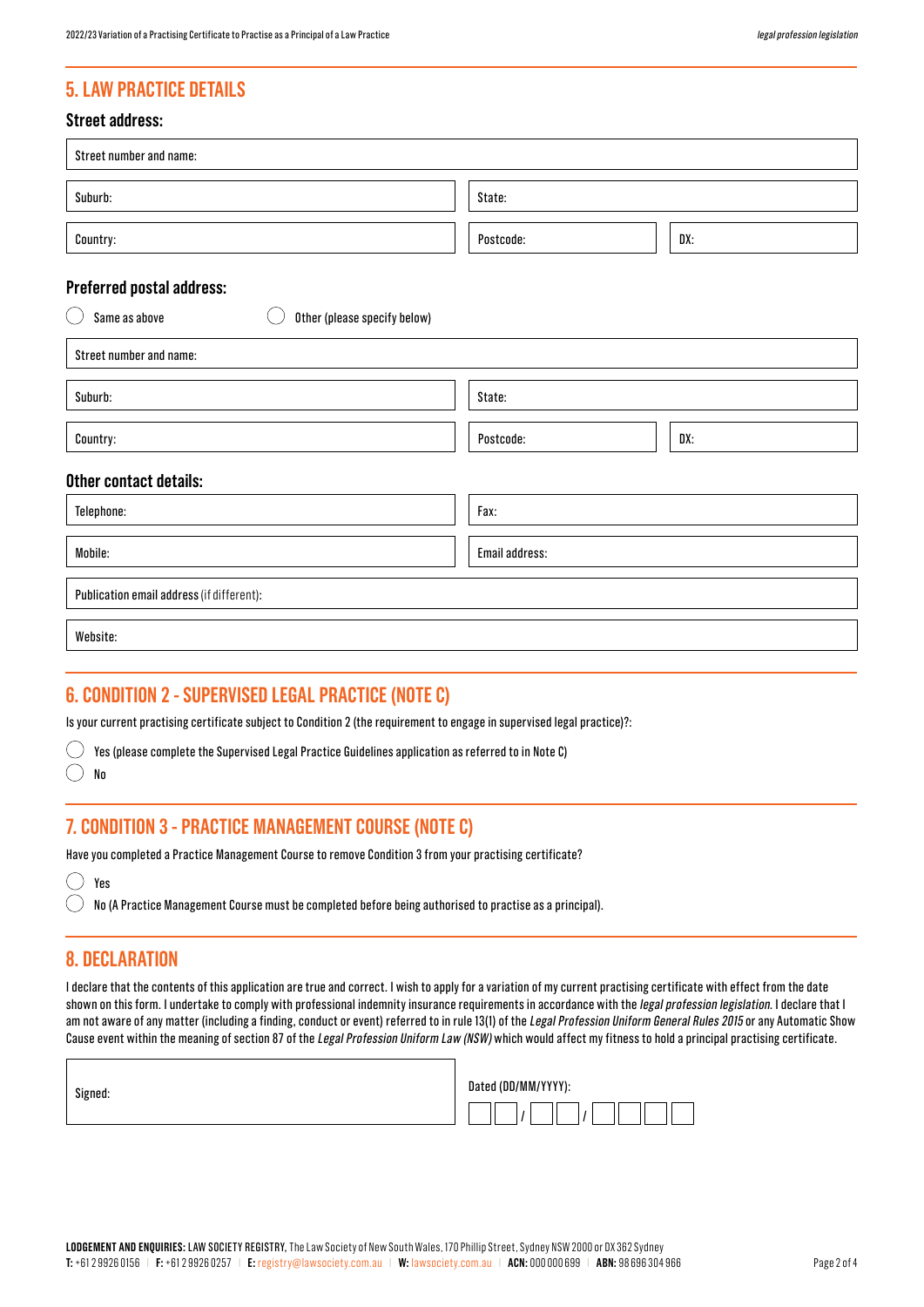## 5. LAW PRACTICE DETAILS

### Street address:

| Street number and name: | | |
|---|---|---|
| Suburb: | State: | |
| Country: | Postcode: | DX: |

### Preferred postal address:

◯ Same as above    ◯ Other (please specify below)

| Street number and name: | | |
|---|---|---|
| Suburb: | State: | |
| Country: | Postcode: | DX: |

### Other contact details:

| Telephone: | Fax: |
|---|---|
| Mobile: | Email address: |
| Publication email address (if different): | |
| Website: | |

## 6. CONDITION 2 - SUPERVISED LEGAL PRACTICE (NOTE C)

Is your current practising certificate subject to Condition 2 (the requirement to engage in supervised legal practice)?:

◯ Yes (please complete the Supervised Legal Practice Guidelines application as referred to in Note C)

◯ No

## 7. CONDITION 3 - PRACTICE MANAGEMENT COURSE (NOTE C)

Have you completed a Practice Management Course to remove Condition 3 from your practising certificate?

◯ Yes

◯ No (A Practice Management Course must be completed before being authorised to practise as a principal).

## 8. DECLARATION

I declare that the contents of this application are true and correct. I wish to apply for a variation of my current practising certificate with effect from the date shown on this form. I undertake to comply with professional indemnity insurance requirements in accordance with the *legal profession legislation*. I declare that I am not aware of any matter (including a finding, conduct or event) referred to in rule 13(1) of the *Legal Profession Uniform General Rules 2015* or any Automatic Show Cause event within the meaning of section 87 of the *Legal Profession Uniform Law (NSW)* which would affect my fitness to hold a principal practising certificate.

| Signed: | Dated (DD/MM/YYYY): ☐☐ / ☐☐ / ☐☐☐☐ |
|---|---|

**LODGEMENT AND ENQUIRIES:** LAW SOCIETY REGISTRY, The Law Society of New South Wales, 170 Phillip Street, Sydney NSW 2000 or DX 362 Sydney
**T:** +61 2 9926 0156 | **F:** +61 2 9926 0257 | **E:** registry@lawsociety.com.au | **W:** lawsociety.com.au | **ACN:** 000 000 699 | **ABN:** 98 696 304 966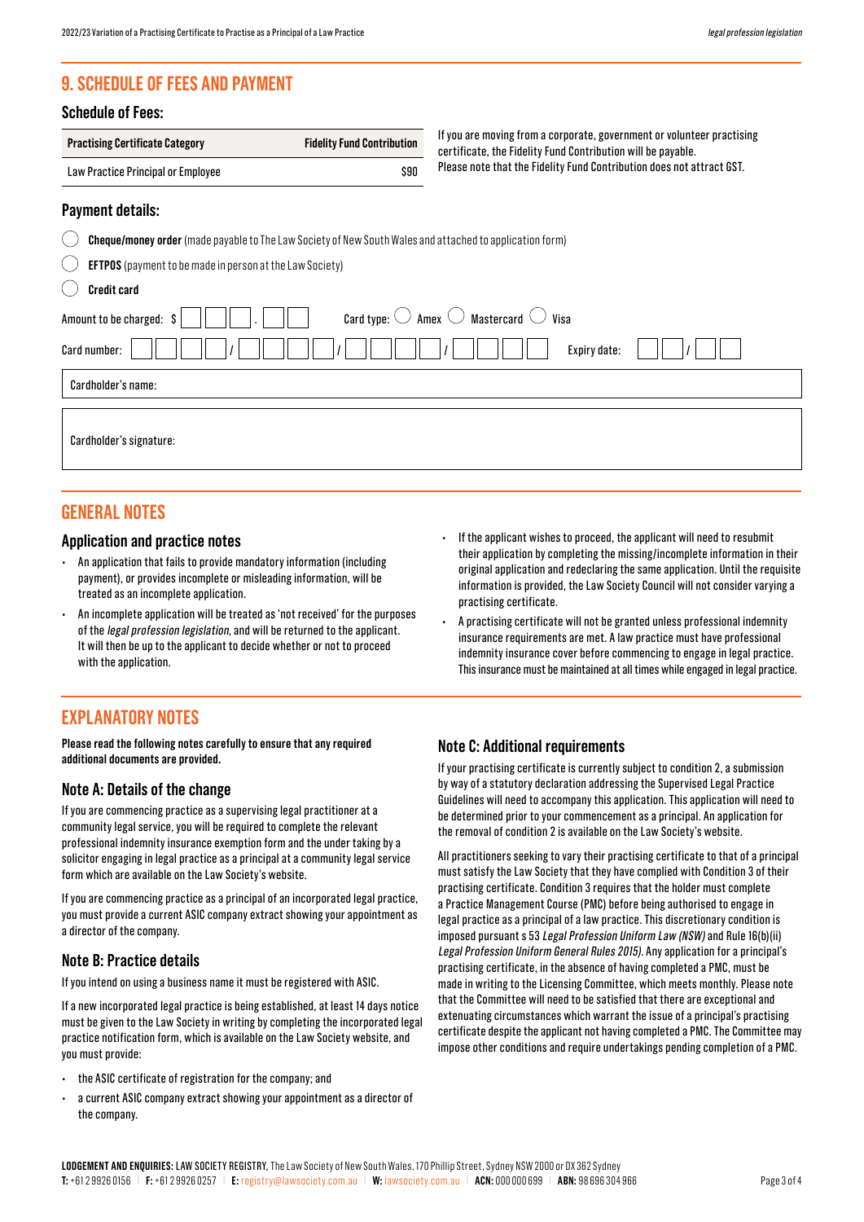## 9. SCHEDULE OF FEES AND PAYMENT

### Schedule of Fees:

| Practising Certificate Category | Fidelity Fund Contribution |
|---|---|
| Law Practice Principal or Employee | $90 |

If you are moving from a corporate, government or volunteer practising certificate, the Fidelity Fund Contribution will be payable.
Please note that the Fidelity Fund Contribution does not attract GST.

### Payment details:

◯ **Cheque/money order** (made payable to The Law Society of New South Wales and attached to application form)

◯ **EFTPOS** (payment to be made in person at the Law Society)

◯ **Credit card**

Amount to be charged: $ ☐☐☐ . ☐☐   Card type: ◯ Amex ◯ Mastercard ◯ Visa

Card number: ☐☐☐☐ / ☐☐☐☐ / ☐☐☐☐ / ☐☐☐☐   Expiry date: ☐☐ / ☐☐

Cardholder's name:

Cardholder's signature:

## GENERAL NOTES

### Application and practice notes

- An application that fails to provide mandatory information (including payment), or provides incomplete or misleading information, will be treated as an incomplete application.
- An incomplete application will be treated as 'not received' for the purposes of the *legal profession legislation*, and will be returned to the applicant. It will then be up to the applicant to decide whether or not to proceed with the application.
- If the applicant wishes to proceed, the applicant will need to resubmit their application by completing the missing/incomplete information in their original application and redeclaring the same application. Until the requisite information is provided, the Law Society Council will not consider varying a practising certificate.
- A practising certificate will not be granted unless professional indemnity insurance requirements are met. A law practice must have professional indemnity insurance cover before commencing to engage in legal practice. This insurance must be maintained at all times while engaged in legal practice.

## EXPLANATORY NOTES

**Please read the following notes carefully to ensure that any required additional documents are provided.**

### Note A: Details of the change

If you are commencing practice as a supervising legal practitioner at a community legal service, you will be required to complete the relevant professional indemnity insurance exemption form and the under taking by a solicitor engaging in legal practice as a principal at a community legal service form which are available on the Law Society's website.

If you are commencing practice as a principal of an incorporated legal practice, you must provide a current ASIC company extract showing your appointment as a director of the company.

### Note B: Practice details

If you intend on using a business name it must be registered with ASIC.

If a new incorporated legal practice is being established, at least 14 days notice must be given to the Law Society in writing by completing the incorporated legal practice notification form, which is available on the Law Society website, and you must provide:

- the ASIC certificate of registration for the company; and
- a current ASIC company extract showing your appointment as a director of the company.

### Note C: Additional requirements

If your practising certificate is currently subject to condition 2, a submission by way of a statutory declaration addressing the Supervised Legal Practice Guidelines will need to accompany this application. This application will need to be determined prior to your commencement as a principal. An application for the removal of condition 2 is available on the Law Society's website.

All practitioners seeking to vary their practising certificate to that of a principal must satisfy the Law Society that they have complied with Condition 3 of their practising certificate. Condition 3 requires that the holder must complete a Practice Management Course (PMC) before being authorised to engage in legal practice as a principal of a law practice. This discretionary condition is imposed pursuant s 53 *Legal Profession Uniform Law (NSW)* and Rule 16(b)(ii) *Legal Profession Uniform General Rules 2015)*. Any application for a principal's practising certificate, in the absence of having completed a PMC, must be made in writing to the Licensing Committee, which meets monthly. Please note that the Committee will need to be satisfied that there are exceptional and extenuating circumstances which warrant the issue of a principal's practising certificate despite the applicant not having completed a PMC. The Committee may impose other conditions and require undertakings pending completion of a PMC.

**LODGEMENT AND ENQUIRIES:** LAW SOCIETY REGISTRY, The Law Society of New South Wales, 170 Phillip Street, Sydney NSW 2000 or DX 362 Sydney
T: +61 2 9926 0156 | F: +61 2 9926 0257 | E: registry@lawsociety.com.au | W: lawsociety.com.au | ACN: 000 000 699 | ABN: 98 696 304 966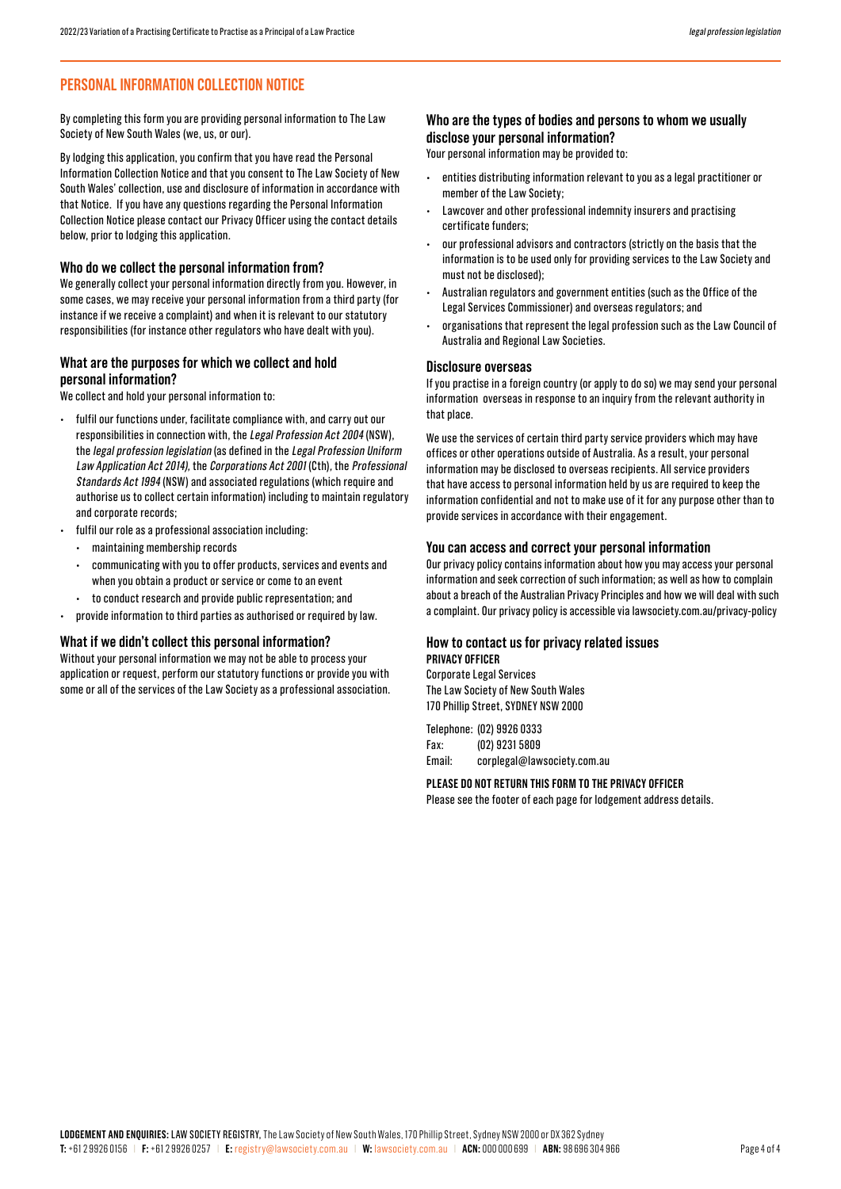## PERSONAL INFORMATION COLLECTION NOTICE

By completing this form you are providing personal information to The Law Society of New South Wales (we, us, or our).

By lodging this application, you confirm that you have read the Personal Information Collection Notice and that you consent to The Law Society of New South Wales' collection, use and disclosure of information in accordance with that Notice. If you have any questions regarding the Personal Information Collection Notice please contact our Privacy Officer using the contact details below, prior to lodging this application.

### Who do we collect the personal information from?

We generally collect your personal information directly from you. However, in some cases, we may receive your personal information from a third party (for instance if we receive a complaint) and when it is relevant to our statutory responsibilities (for instance other regulators who have dealt with you).

### What are the purposes for which we collect and hold personal information?

We collect and hold your personal information to:

- fulfil our functions under, facilitate compliance with, and carry out our responsibilities in connection with, the *Legal Profession Act 2004* (NSW), the *legal profession legislation* (as defined in the *Legal Profession Uniform Law Application Act 2014)*, the *Corporations Act 2001* (Cth), the *Professional Standards Act 1994* (NSW) and associated regulations (which require and authorise us to collect certain information) including to maintain regulatory and corporate records;
- fulfil our role as a professional association including:
  - maintaining membership records
  - communicating with you to offer products, services and events and when you obtain a product or service or come to an event
  - to conduct research and provide public representation; and
- provide information to third parties as authorised or required by law.

### What if we didn't collect this personal information?

Without your personal information we may not be able to process your application or request, perform our statutory functions or provide you with some or all of the services of the Law Society as a professional association.

### Who are the types of bodies and persons to whom we usually disclose your personal information?

Your personal information may be provided to:

- entities distributing information relevant to you as a legal practitioner or member of the Law Society;
- Lawcover and other professional indemnity insurers and practising certificate funders;
- our professional advisors and contractors (strictly on the basis that the information is to be used only for providing services to the Law Society and must not be disclosed);
- Australian regulators and government entities (such as the Office of the Legal Services Commissioner) and overseas regulators; and
- organisations that represent the legal profession such as the Law Council of Australia and Regional Law Societies.

### Disclosure overseas

If you practise in a foreign country (or apply to do so) we may send your personal information overseas in response to an inquiry from the relevant authority in that place.

We use the services of certain third party service providers which may have offices or other operations outside of Australia. As a result, your personal information may be disclosed to overseas recipients. All service providers that have access to personal information held by us are required to keep the information confidential and not to make use of it for any purpose other than to provide services in accordance with their engagement.

### You can access and correct your personal information

Our privacy policy contains information about how you may access your personal information and seek correction of such information; as well as how to complain about a breach of the Australian Privacy Principles and how we will deal with such a complaint. Our privacy policy is accessible via lawsociety.com.au/privacy-policy

### How to contact us for privacy related issues

**PRIVACY OFFICER**
Corporate Legal Services
The Law Society of New South Wales
170 Phillip Street, SYDNEY NSW 2000

Telephone: (02) 9926 0333
Fax: (02) 9231 5809
Email: corplegal@lawsociety.com.au

**PLEASE DO NOT RETURN THIS FORM TO THE PRIVACY OFFICER**
Please see the footer of each page for lodgement address details.

**LODGEMENT AND ENQUIRIES:** LAW SOCIETY REGISTRY, The Law Society of New South Wales, 170 Phillip Street, Sydney NSW 2000 or DX 362 Sydney
**T:** +61 2 9926 0156 | **F:** +61 2 9926 0257 | **E:** registry@lawsociety.com.au | **W:** lawsociety.com.au | **ACN:** 000 000 699 | **ABN:** 98 696 304 966